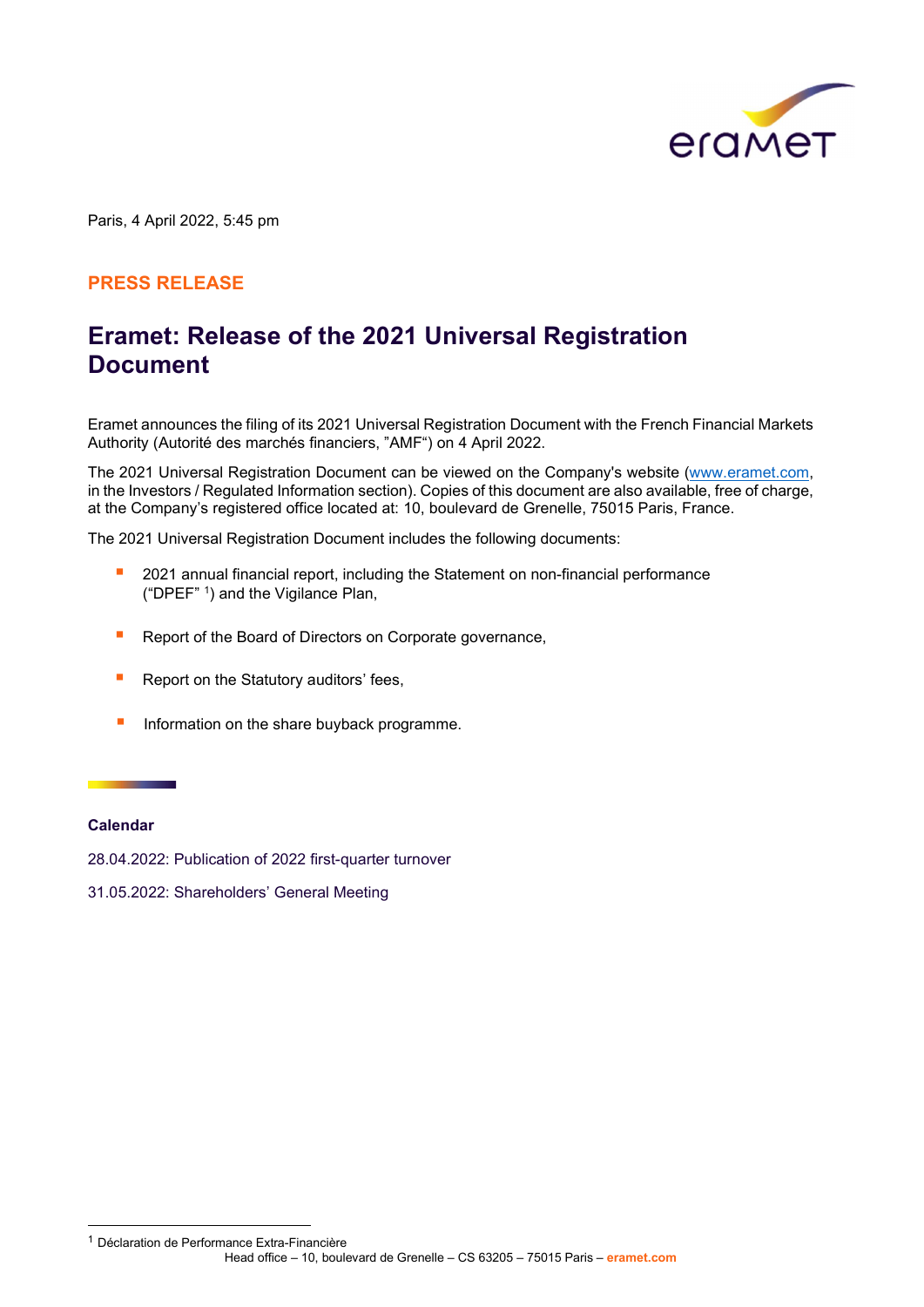Paris, 4 April 2022, 5:45 pm

**PRESS RELEASE**

# Eramet: Release of the 2021 Universal Registration Document

Eramet announces the filing of its 2021 Universal Registration Document with the French Financial Markets Authority (Autorité des marchés financiers, "AMF") on 4 April 2022.

The 2021 Universal Registration Document can be viewed on the Company's website (www.eramet.com, in the Investors / Regulated Information section). Copies of this document are also available, free of charge, at the Company's registered office located at: 10, boulevard de Grenelle, 75015 Paris, France.

The 2021 Universal Registration Document includes the following documents:

- 2021 annual financial report, including the Statement on non-financial performance ("DPEF" [1]) and the Vigilance Plan,
- Report of the Board of Directors on Corporate governance,
- Report on the Statutory auditors' fees,
- Information on the share buyback programme.

**Calendar**

28.04.2022: Publication of 2022 first-quarter turnover

31.05.2022: Shareholders' General Meeting

[1] Déclaration de Performance Extra-Financière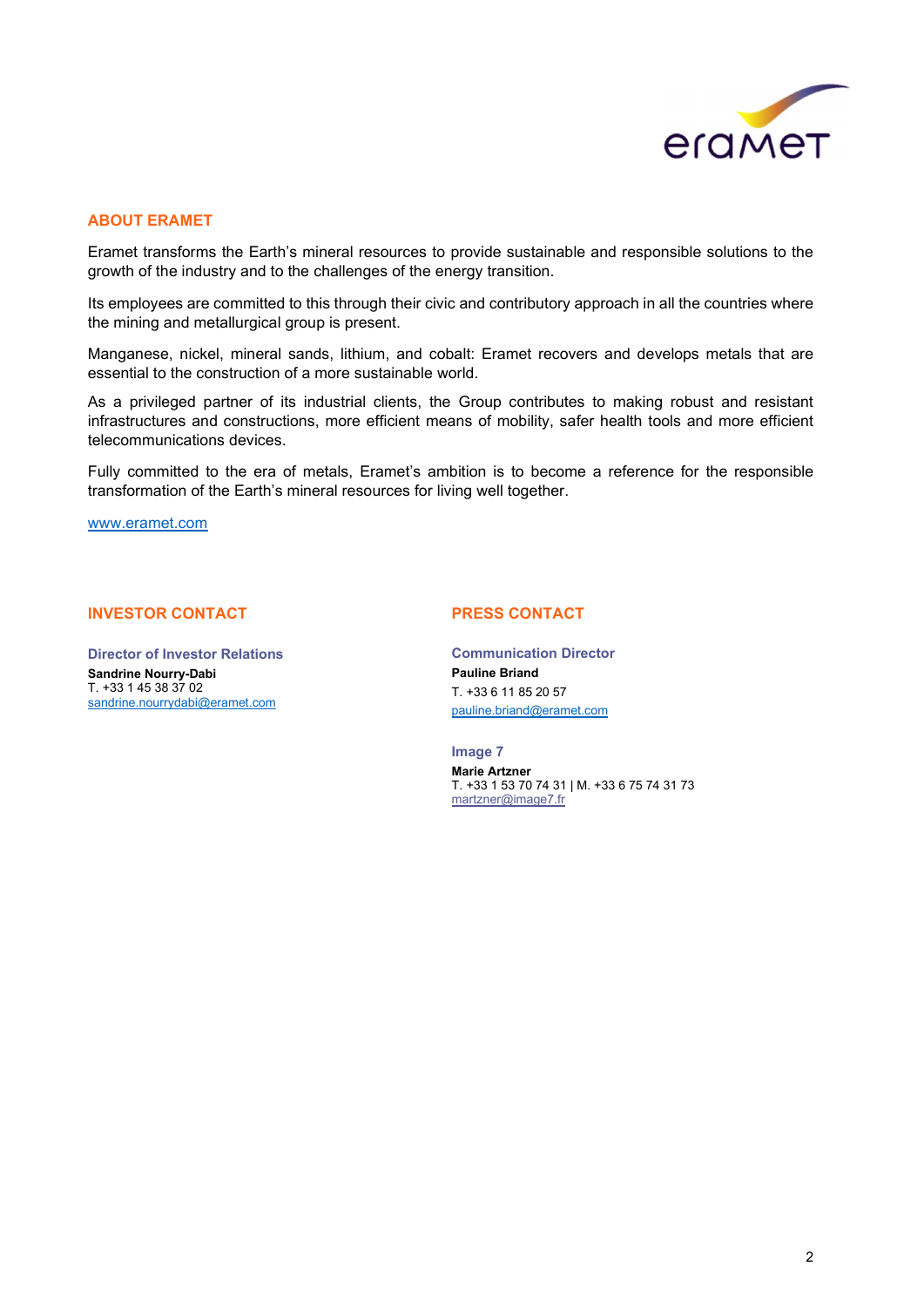## ABOUT ERAMET

Eramet transforms the Earth's mineral resources to provide sustainable and responsible solutions to the growth of the industry and to the challenges of the energy transition.

Its employees are committed to this through their civic and contributory approach in all the countries where the mining and metallurgical group is present.

Manganese, nickel, mineral sands, lithium, and cobalt: Eramet recovers and develops metals that are essential to the construction of a more sustainable world.

As a privileged partner of its industrial clients, the Group contributes to making robust and resistant infrastructures and constructions, more efficient means of mobility, safer health tools and more efficient telecommunications devices.

Fully committed to the era of metals, Eramet's ambition is to become a reference for the responsible transformation of the Earth's mineral resources for living well together.

www.eramet.com

## INVESTOR CONTACT

### Director of Investor Relations

**Sandrine Nourry-Dabi**
T. +33 1 45 38 37 02
sandrine.nourrydabi@eramet.com

## PRESS CONTACT

### Communication Director

**Pauline Briand**
T. +33 6 11 85 20 57
pauline.briand@eramet.com

### Image 7

**Marie Artzner**
T. +33 1 53 70 74 31 | M. +33 6 75 74 31 73
martzner@image7.fr